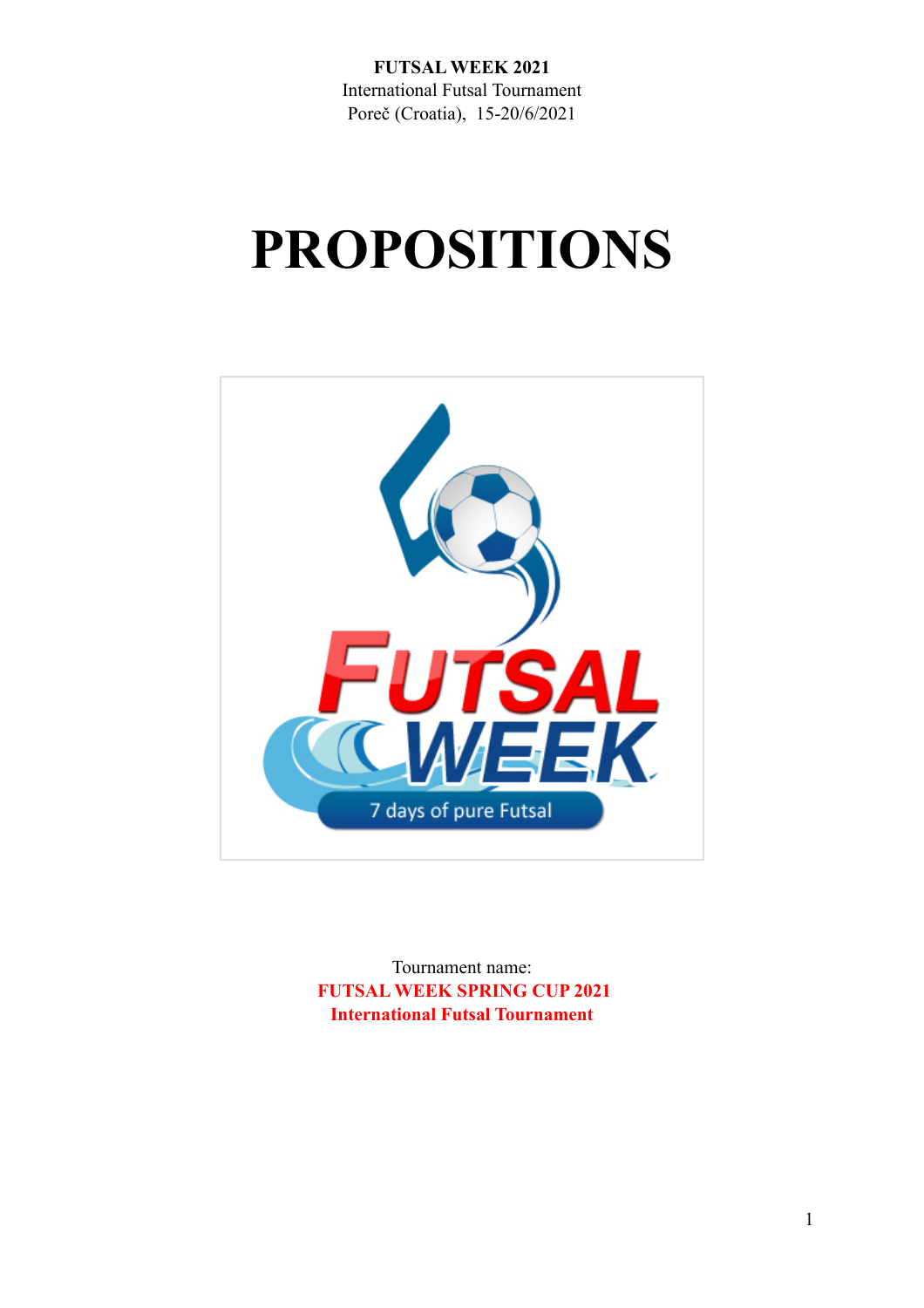**FUTSAL WEEK 2021**
International Futsal Tournament
Poreč (Croatia),  15-20/6/2021

# PROPOSITIONS

Tournament name:
**FUTSAL WEEK SPRING CUP 2021**
**International Futsal Tournament**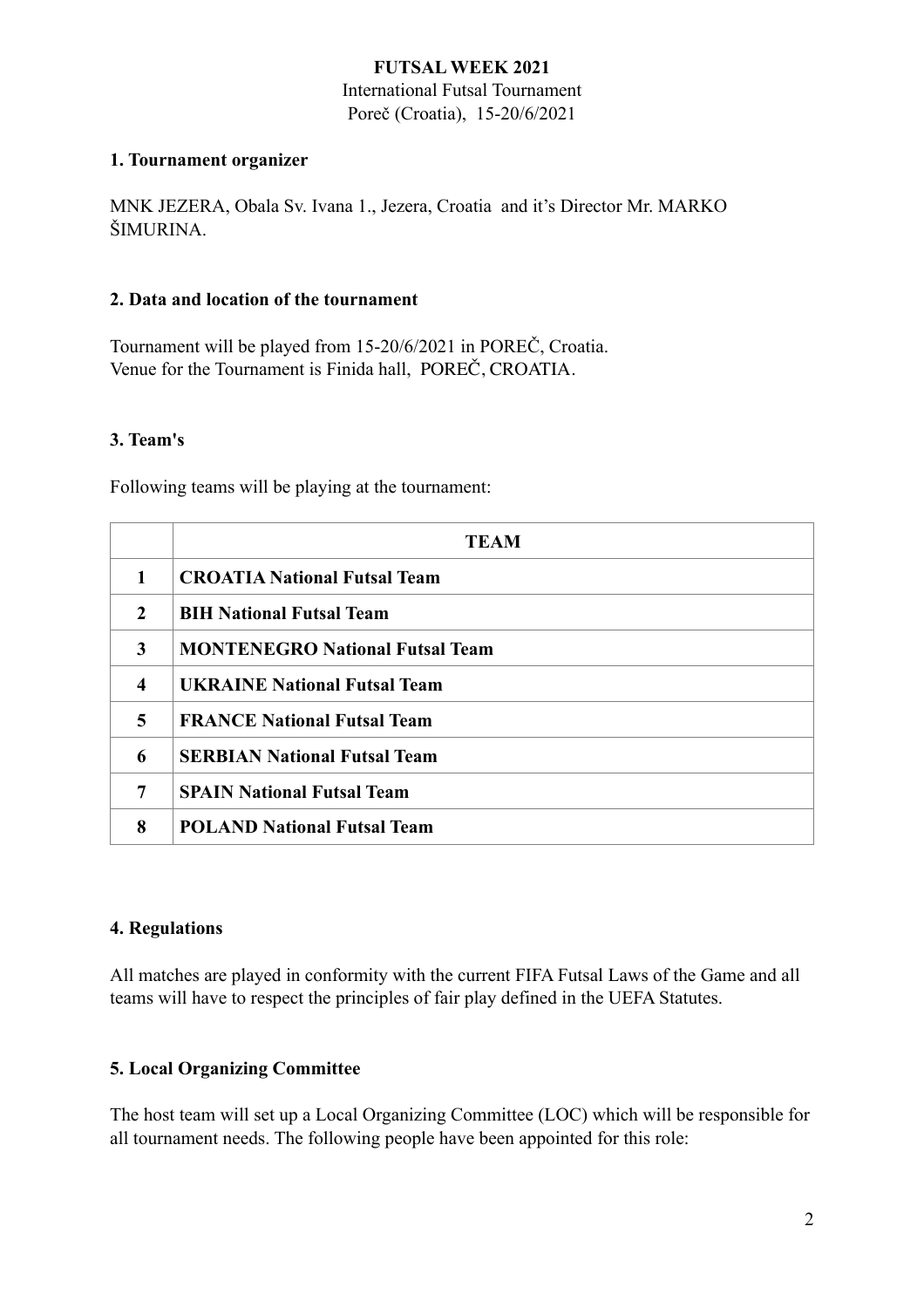**FUTSAL WEEK 2021**
International Futsal Tournament
Poreč (Croatia), 15-20/6/2021

### 1. Tournament organizer

MNK JEZERA, Obala Sv. Ivana 1., Jezera, Croatia and it's Director Mr. MARKO ŠIMURINA.

### 2. Data and location of the tournament

Tournament will be played from 15-20/6/2021 in POREČ, Croatia.
Venue for the Tournament is Finida hall, POREČ, CROATIA.

### 3. Team's

Following teams will be playing at the tournament:

| | TEAM |
|---|---|
| 1 | **CROATIA National Futsal Team** |
| 2 | **BIH National Futsal Team** |
| 3 | **MONTENEGRO National Futsal Team** |
| 4 | **UKRAINE National Futsal Team** |
| 5 | **FRANCE National Futsal Team** |
| 6 | **SERBIAN National Futsal Team** |
| 7 | **SPAIN National Futsal Team** |
| 8 | **POLAND National Futsal Team** |

### 4. Regulations

All matches are played in conformity with the current FIFA Futsal Laws of the Game and all teams will have to respect the principles of fair play defined in the UEFA Statutes.

### 5. Local Organizing Committee

The host team will set up a Local Organizing Committee (LOC) which will be responsible for all tournament needs. The following people have been appointed for this role: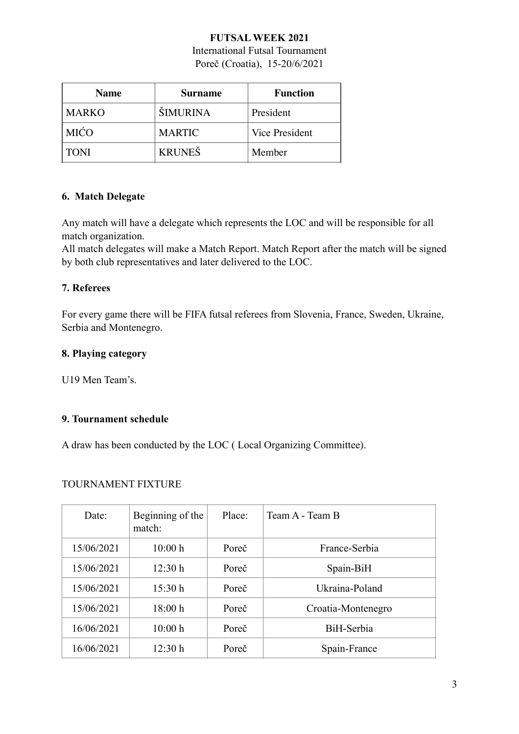**FUTSAL WEEK 2021**
International Futsal Tournament
Poreč (Croatia), 15-20/6/2021

| Name | Surname | Function |
|---|---|---|
| MARKO | ŠIMURINA | President |
| MIĆO | MARTIC | Vice President |
| TONI | KRUNEŠ | Member |

### 6. Match Delegate

Any match will have a delegate which represents the LOC and will be responsible for all match organization.
All match delegates will make a Match Report. Match Report after the match will be signed by both club representatives and later delivered to the LOC.

### 7. Referees

For every game there will be FIFA futsal referees from Slovenia, France, Sweden, Ukraine, Serbia and Montenegro.

### 8. Playing category

U19 Men Team's.

### 9. Tournament schedule

A draw has been conducted by the LOC ( Local Organizing Committee).

TOURNAMENT FIXTURE

| Date: | Beginning of the match: | Place: | Team A - Team B |
|---|---|---|---|
| 15/06/2021 | 10:00 h | Poreč | France-Serbia |
| 15/06/2021 | 12:30 h | Poreč | Spain-BiH |
| 15/06/2021 | 15:30 h | Poreč | Ukraina-Poland |
| 15/06/2021 | 18:00 h | Poreč | Croatia-Montenegro |
| 16/06/2021 | 10:00 h | Poreč | BiH-Serbia |
| 16/06/2021 | 12:30 h | Poreč | Spain-France |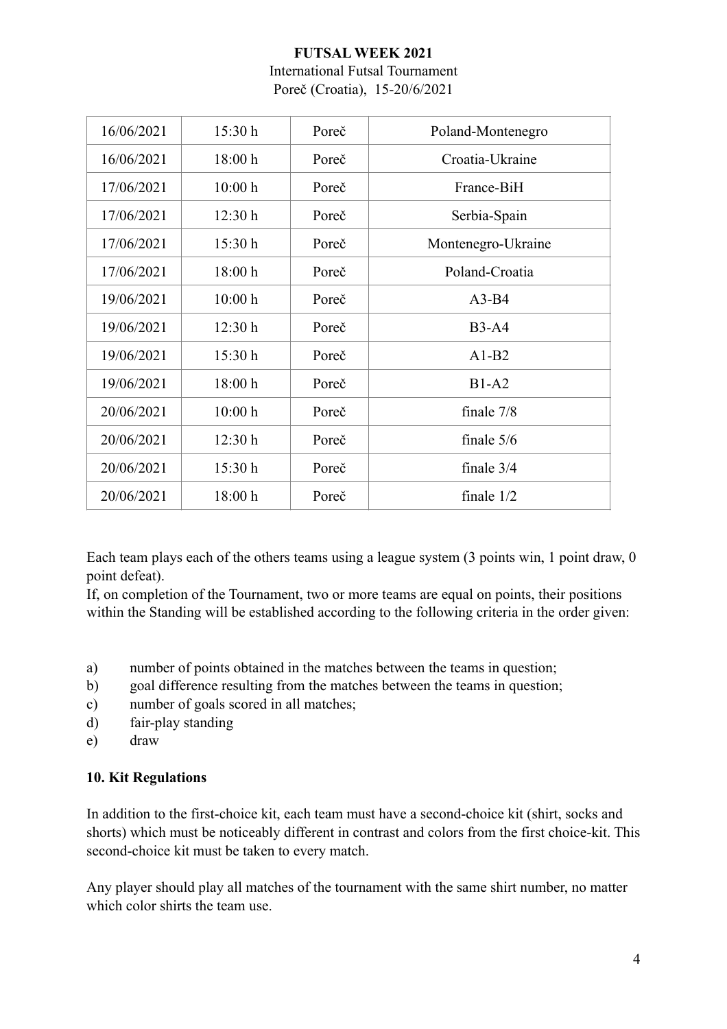**FUTSAL WEEK 2021**

International Futsal Tournament

Poreč (Croatia), 15-20/6/2021

| | | | |
|---|---|---|---|
| 16/06/2021 | 15:30 h | Poreč | Poland-Montenegro |
| 16/06/2021 | 18:00 h | Poreč | Croatia-Ukraine |
| 17/06/2021 | 10:00 h | Poreč | France-BiH |
| 17/06/2021 | 12:30 h | Poreč | Serbia-Spain |
| 17/06/2021 | 15:30 h | Poreč | Montenegro-Ukraine |
| 17/06/2021 | 18:00 h | Poreč | Poland-Croatia |
| 19/06/2021 | 10:00 h | Poreč | A3-B4 |
| 19/06/2021 | 12:30 h | Poreč | B3-A4 |
| 19/06/2021 | 15:30 h | Poreč | A1-B2 |
| 19/06/2021 | 18:00 h | Poreč | B1-A2 |
| 20/06/2021 | 10:00 h | Poreč | finale 7/8 |
| 20/06/2021 | 12:30 h | Poreč | finale 5/6 |
| 20/06/2021 | 15:30 h | Poreč | finale 3/4 |
| 20/06/2021 | 18:00 h | Poreč | finale 1/2 |

Each team plays each of the others teams using a league system (3 points win, 1 point draw, 0 point defeat).

If, on completion of the Tournament, two or more teams are equal on points, their positions within the Standing will be established according to the following criteria in the order given:

a) number of points obtained in the matches between the teams in question;
b) goal difference resulting from the matches between the teams in question;
c) number of goals scored in all matches;
d) fair-play standing
e) draw

**10. Kit Regulations**

In addition to the first-choice kit, each team must have a second-choice kit (shirt, socks and shorts) which must be noticeably different in contrast and colors from the first choice-kit. This second-choice kit must be taken to every match.

Any player should play all matches of the tournament with the same shirt number, no matter which color shirts the team use.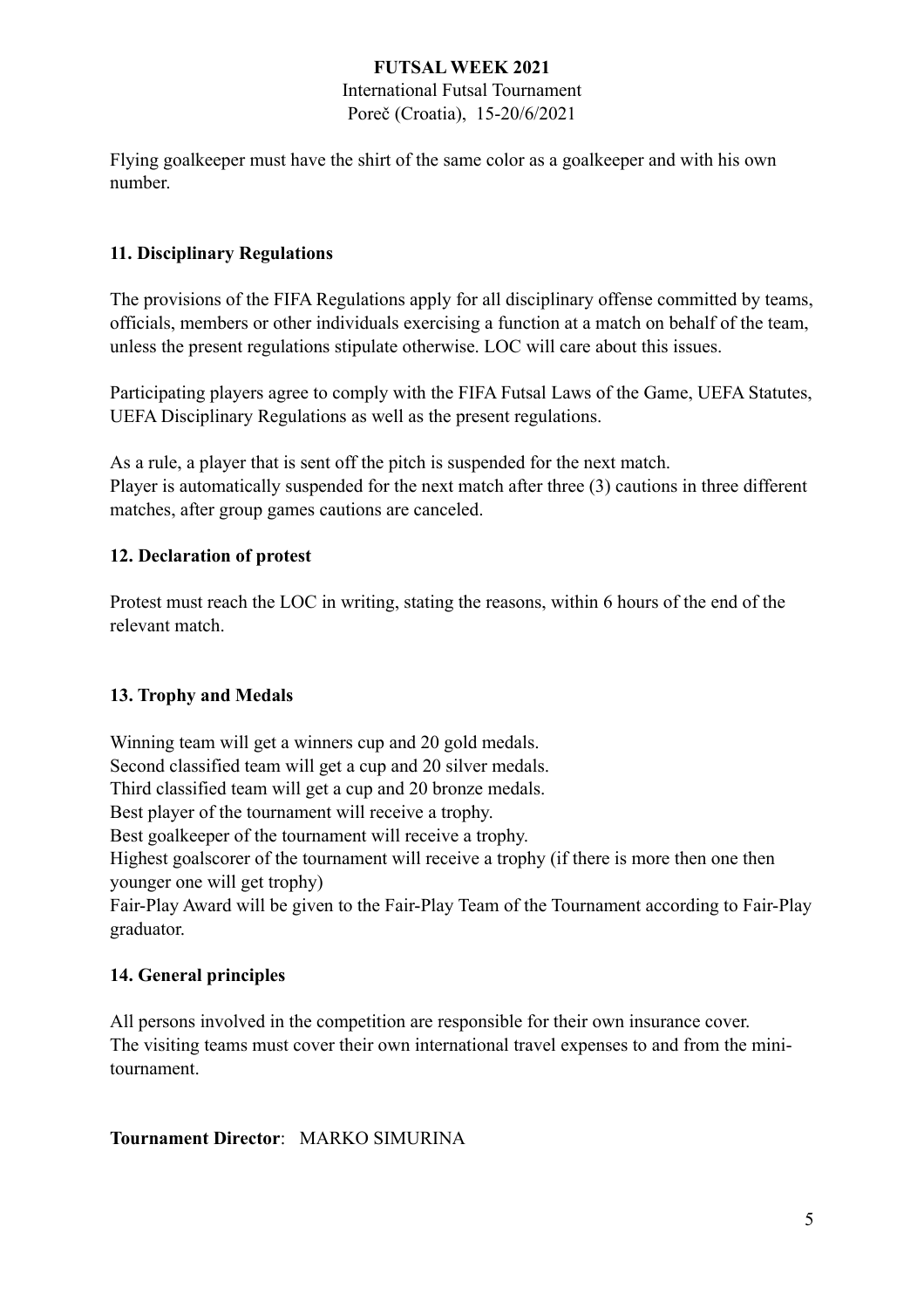Flying goalkeeper must have the shirt of the same color as a goalkeeper and with his own number.

## 11. Disciplinary Regulations

The provisions of the FIFA Regulations apply for all disciplinary offense committed by teams, officials, members or other individuals exercising a function at a match on behalf of the team, unless the present regulations stipulate otherwise. LOC will care about this issues.

Participating players agree to comply with the FIFA Futsal Laws of the Game, UEFA Statutes, UEFA Disciplinary Regulations as well as the present regulations.

As a rule, a player that is sent off the pitch is suspended for the next match.
Player is automatically suspended for the next match after three (3) cautions in three different matches, after group games cautions are canceled.

## 12. Declaration of protest

Protest must reach the LOC in writing, stating the reasons, within 6 hours of the end of the relevant match.

## 13. Trophy and Medals

Winning team will get a winners cup and 20 gold medals.
Second classified team will get a cup and 20 silver medals.
Third classified team will get a cup and 20 bronze medals.
Best player of the tournament will receive a trophy.
Best goalkeeper of the tournament will receive a trophy.
Highest goalscorer of the tournament will receive a trophy (if there is more then one then younger one will get trophy)
Fair-Play Award will be given to the Fair-Play Team of the Tournament according to Fair-Play graduator.

## 14. General principles

All persons involved in the competition are responsible for their own insurance cover.
The visiting teams must cover their own international travel expenses to and from the mini-tournament.

**Tournament Director**: MARKO SIMURINA